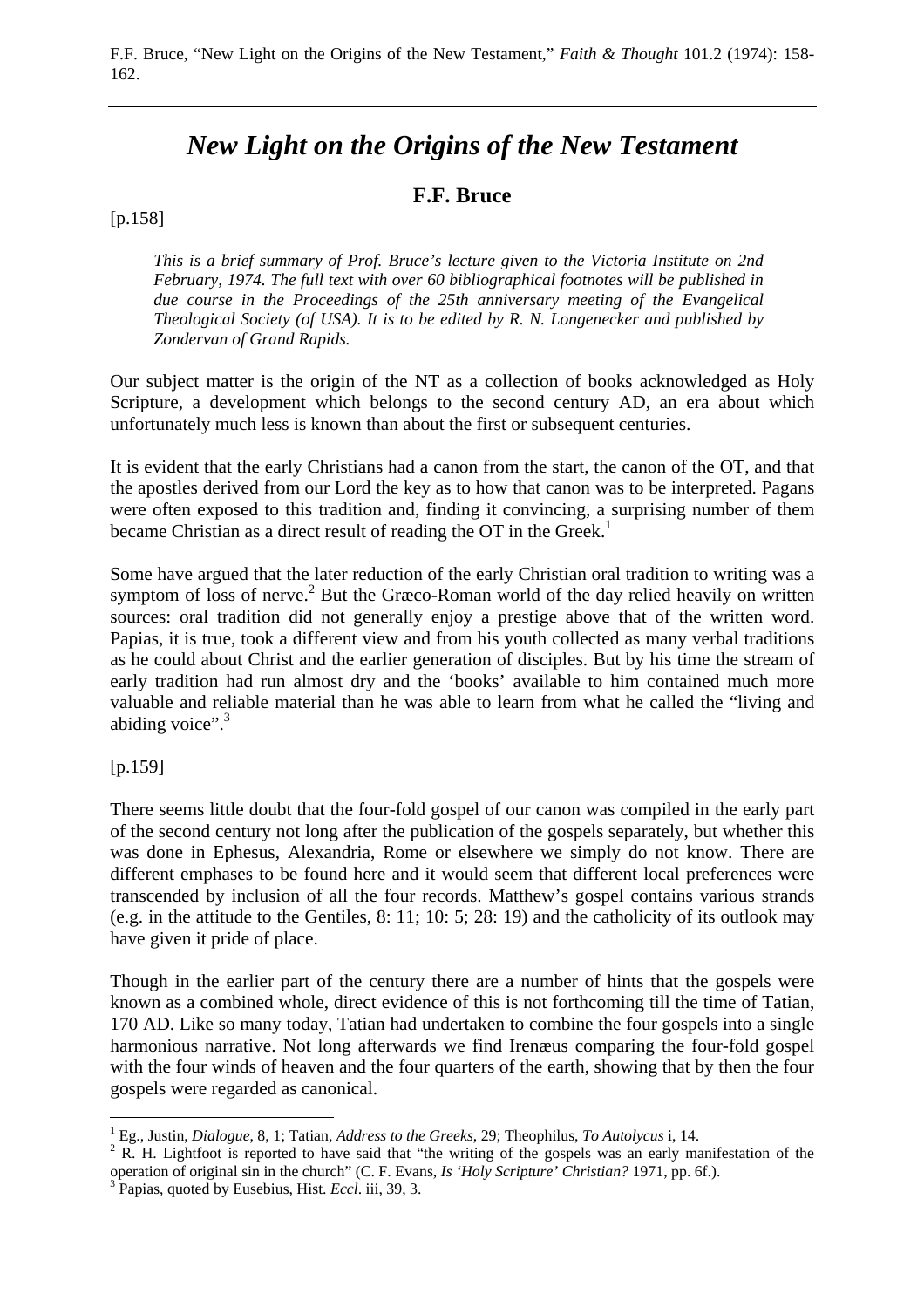F.F. Bruce, "New Light on the Origins of the New Testament," *Faith & Thought* 101.2 (1974): 158-162.

---

# *New Light on the Origins of the New Testament*

## F.F. Bruce

[p.158]

> *This is a brief summary of Prof. Bruce's lecture given to the Victoria Institute on 2nd February, 1974. The full text with over 60 bibliographical footnotes will be published in due course in the Proceedings of the 25th anniversary meeting of the Evangelical Theological Society (of USA). It is to be edited by R. N. Longenecker and published by Zondervan of Grand Rapids.*

Our subject matter is the origin of the NT as a collection of books acknowledged as Holy Scripture, a development which belongs to the second century AD, an era about which unfortunately much less is known than about the first or subsequent centuries.

It is evident that the early Christians had a canon from the start, the canon of the OT, and that the apostles derived from our Lord the key as to how that canon was to be interpreted. Pagans were often exposed to this tradition and, finding it convincing, a surprising number of them became Christian as a direct result of reading the OT in the Greek.[1]

Some have argued that the later reduction of the early Christian oral tradition to writing was a symptom of loss of nerve.[2] But the Græco-Roman world of the day relied heavily on written sources: oral tradition did not generally enjoy a prestige above that of the written word. Papias, it is true, took a different view and from his youth collected as many verbal traditions as he could about Christ and the earlier generation of disciples. But by his time the stream of early tradition had run almost dry and the 'books' available to him contained much more valuable and reliable material than he was able to learn from what he called the "living and abiding voice".[3]

[p.159]

There seems little doubt that the four-fold gospel of our canon was compiled in the early part of the second century not long after the publication of the gospels separately, but whether this was done in Ephesus, Alexandria, Rome or elsewhere we simply do not know. There are different emphases to be found here and it would seem that different local preferences were transcended by inclusion of all the four records. Matthew's gospel contains various strands (e.g. in the attitude to the Gentiles, 8: 11; 10: 5; 28: 19) and the catholicity of its outlook may have given it pride of place.

Though in the earlier part of the century there are a number of hints that the gospels were known as a combined whole, direct evidence of this is not forthcoming till the time of Tatian, 170 AD. Like so many today, Tatian had undertaken to combine the four gospels into a single harmonious narrative. Not long afterwards we find Irenæus comparing the four-fold gospel with the four winds of heaven and the four quarters of the earth, showing that by then the four gospels were regarded as canonical.

---

[1] Eg., Justin, *Dialogue*, 8, 1; Tatian, *Address to the Greeks*, 29; Theophilus, *To Autolycus* i, 14.

[2] R. H. Lightfoot is reported to have said that "the writing of the gospels was an early manifestation of the operation of original sin in the church" (C. F. Evans, *Is 'Holy Scripture' Christian?* 1971, pp. 6f.).

[3] Papias, quoted by Eusebius, Hist. *Eccl*. iii, 39, 3.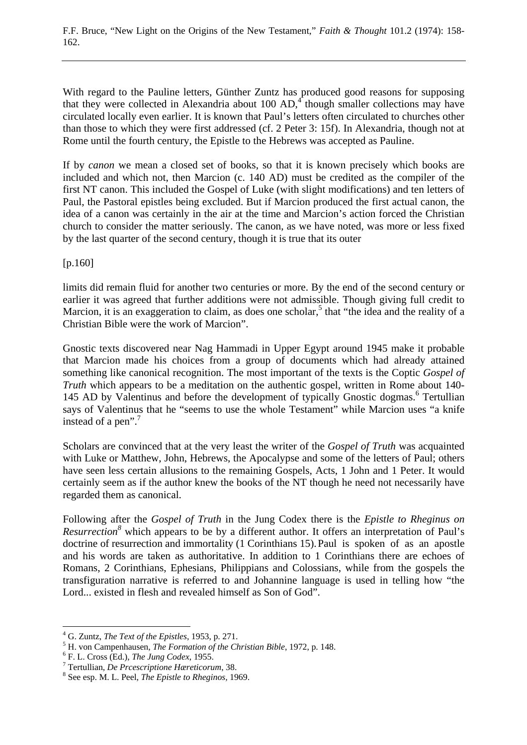With regard to the Pauline letters, Günther Zuntz has produced good reasons for supposing that they were collected in Alexandria about 100 AD,[4] though smaller collections may have circulated locally even earlier. It is known that Paul's letters often circulated to churches other than those to which they were first addressed (cf. 2 Peter 3: 15f). In Alexandria, though not at Rome until the fourth century, the Epistle to the Hebrews was accepted as Pauline.

If by *canon* we mean a closed set of books, so that it is known precisely which books are included and which not, then Marcion (c. 140 AD) must be credited as the compiler of the first NT canon. This included the Gospel of Luke (with slight modifications) and ten letters of Paul, the Pastoral epistles being excluded. But if Marcion produced the first actual canon, the idea of a canon was certainly in the air at the time and Marcion's action forced the Christian church to consider the matter seriously. The canon, as we have noted, was more or less fixed by the last quarter of the second century, though it is true that its outer

[p.160]

limits did remain fluid for another two centuries or more. By the end of the second century or earlier it was agreed that further additions were not admissible. Though giving full credit to Marcion, it is an exaggeration to claim, as does one scholar,[5] that "the idea and the reality of a Christian Bible were the work of Marcion".

Gnostic texts discovered near Nag Hammadi in Upper Egypt around 1945 make it probable that Marcion made his choices from a group of documents which had already attained something like canonical recognition. The most important of the texts is the Coptic *Gospel of Truth* which appears to be a meditation on the authentic gospel, written in Rome about 140-145 AD by Valentinus and before the development of typically Gnostic dogmas.[6] Tertullian says of Valentinus that he "seems to use the whole Testament" while Marcion uses "a knife instead of a pen".[7]

Scholars are convinced that at the very least the writer of the *Gospel of Truth* was acquainted with Luke or Matthew, John, Hebrews, the Apocalypse and some of the letters of Paul; others have seen less certain allusions to the remaining Gospels, Acts, 1 John and 1 Peter. It would certainly seem as if the author knew the books of the NT though he need not necessarily have regarded them as canonical.

Following after the *Gospel of Truth* in the Jung Codex there is the *Epistle to Rheginus on Resurrection*[8] which appears to be by a different author. It offers an interpretation of Paul's doctrine of resurrection and immortality (1 Corinthians 15). Paul is spoken of as an apostle and his words are taken as authoritative. In addition to 1 Corinthians there are echoes of Romans, 2 Corinthians, Ephesians, Philippians and Colossians, while from the gospels the transfiguration narrative is referred to and Johannine language is used in telling how "the Lord... existed in flesh and revealed himself as Son of God".

---

[4] G. Zuntz, *The Text of the Epistles*, 1953, p. 271.

[5] H. von Campenhausen, *The Formation of the Christian Bible*, 1972, p. 148.

[6] F. L. Cross (Ed.), *The Jung Codex*, 1955.

[7] Tertullian, *De Prcescriptione Hæreticorum*, 38.

[8] See esp. M. L. Peel, *The Epistle to Rheginos*, 1969.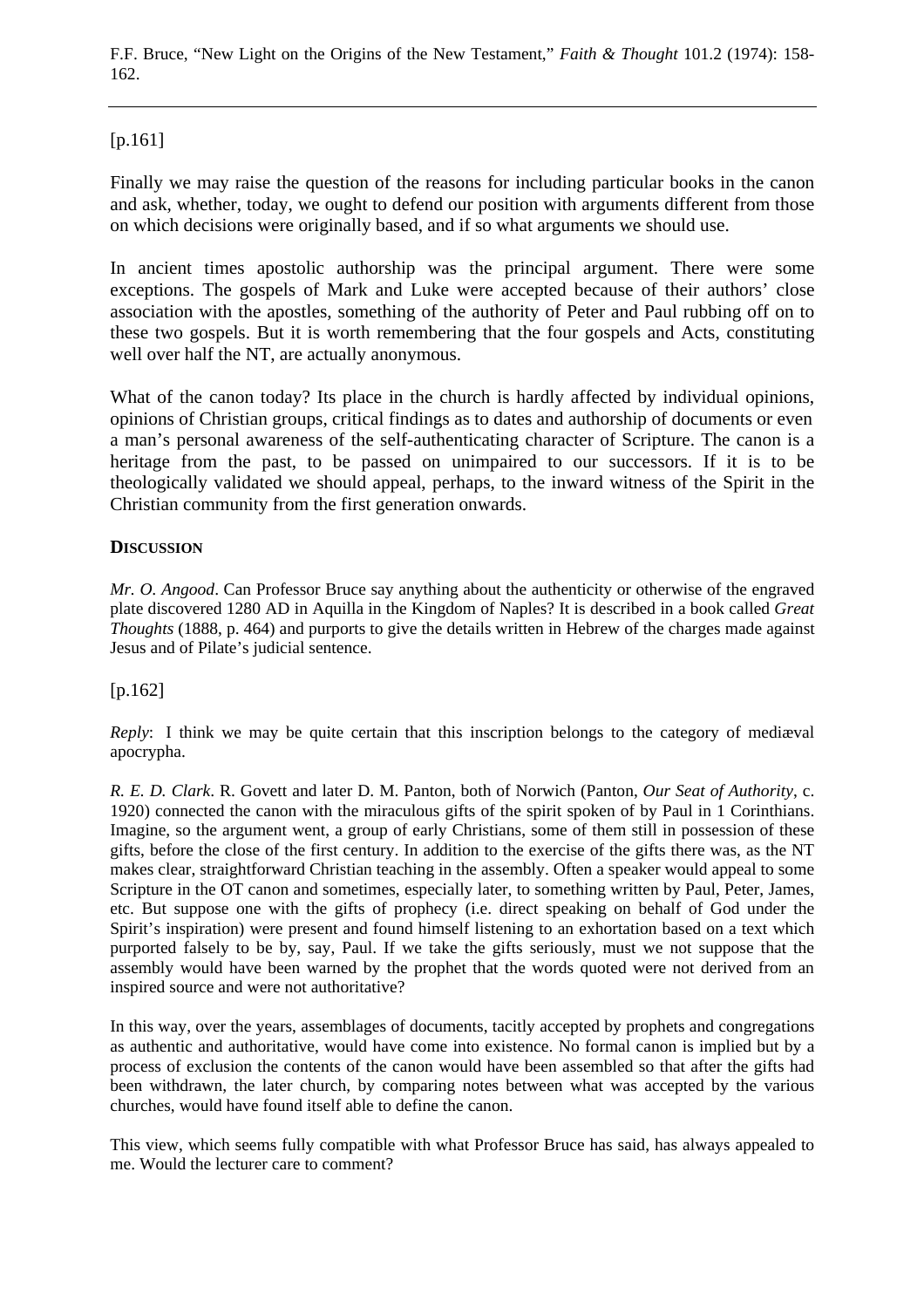[p.161]

Finally we may raise the question of the reasons for including particular books in the canon and ask, whether, today, we ought to defend our position with arguments different from those on which decisions were originally based, and if so what arguments we should use.

In ancient times apostolic authorship was the principal argument. There were some exceptions. The gospels of Mark and Luke were accepted because of their authors' close association with the apostles, something of the authority of Peter and Paul rubbing off on to these two gospels. But it is worth remembering that the four gospels and Acts, constituting well over half the NT, are actually anonymous.

What of the canon today? Its place in the church is hardly affected by individual opinions, opinions of Christian groups, critical findings as to dates and authorship of documents or even a man's personal awareness of the self-authenticating character of Scripture. The canon is a heritage from the past, to be passed on unimpaired to our successors. If it is to be theologically validated we should appeal, perhaps, to the inward witness of the Spirit in the Christian community from the first generation onwards.

**DISCUSSION**

*Mr. O. Angood*. Can Professor Bruce say anything about the authenticity or otherwise of the engraved plate discovered 1280 AD in Aquilla in the Kingdom of Naples? It is described in a book called *Great Thoughts* (1888, p. 464) and purports to give the details written in Hebrew of the charges made against Jesus and of Pilate's judicial sentence.

[p.162]

*Reply*: I think we may be quite certain that this inscription belongs to the category of mediæval apocrypha.

*R. E. D. Clark*. R. Govett and later D. M. Panton, both of Norwich (Panton, *Our Seat of Authority*, c. 1920) connected the canon with the miraculous gifts of the spirit spoken of by Paul in 1 Corinthians. Imagine, so the argument went, a group of early Christians, some of them still in possession of these gifts, before the close of the first century. In addition to the exercise of the gifts there was, as the NT makes clear, straightforward Christian teaching in the assembly. Often a speaker would appeal to some Scripture in the OT canon and sometimes, especially later, to something written by Paul, Peter, James, etc. But suppose one with the gifts of prophecy (i.e. direct speaking on behalf of God under the Spirit's inspiration) were present and found himself listening to an exhortation based on a text which purported falsely to be by, say, Paul. If we take the gifts seriously, must we not suppose that the assembly would have been warned by the prophet that the words quoted were not derived from an inspired source and were not authoritative?

In this way, over the years, assemblages of documents, tacitly accepted by prophets and congregations as authentic and authoritative, would have come into existence. No formal canon is implied but by a process of exclusion the contents of the canon would have been assembled so that after the gifts had been withdrawn, the later church, by comparing notes between what was accepted by the various churches, would have found itself able to define the canon.

This view, which seems fully compatible with what Professor Bruce has said, has always appealed to me. Would the lecturer care to comment?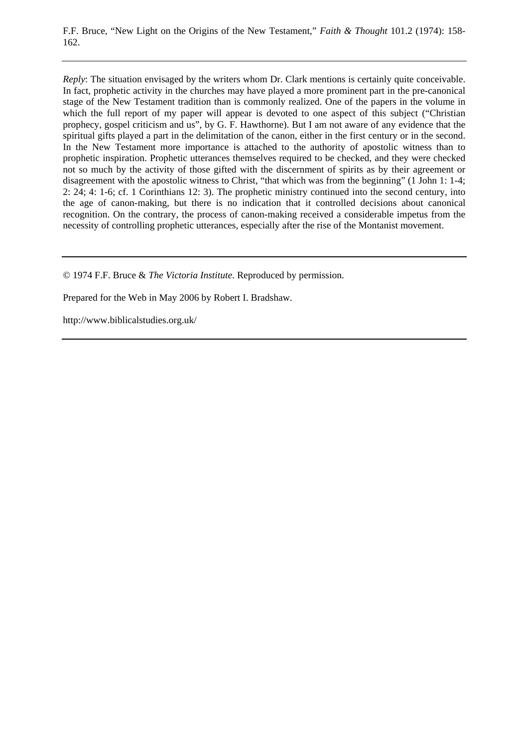*Reply*: The situation envisaged by the writers whom Dr. Clark mentions is certainly quite conceivable. In fact, prophetic activity in the churches may have played a more prominent part in the pre-canonical stage of the New Testament tradition than is commonly realized. One of the papers in the volume in which the full report of my paper will appear is devoted to one aspect of this subject ("Christian prophecy, gospel criticism and us", by G. F. Hawthorne). But I am not aware of any evidence that the spiritual gifts played a part in the delimitation of the canon, either in the first century or in the second. In the New Testament more importance is attached to the authority of apostolic witness than to prophetic inspiration. Prophetic utterances themselves required to be checked, and they were checked not so much by the activity of those gifted with the discernment of spirits as by their agreement or disagreement with the apostolic witness to Christ, "that which was from the beginning" (1 John 1: 1-4; 2: 24; 4: 1-6; cf. 1 Corinthians 12: 3). The prophetic ministry continued into the second century, into the age of canon-making, but there is no indication that it controlled decisions about canonical recognition. On the contrary, the process of canon-making received a considerable impetus from the necessity of controlling prophetic utterances, especially after the rise of the Montanist movement.

---

© 1974 F.F. Bruce & *The Victoria Institute*. Reproduced by permission.

Prepared for the Web in May 2006 by Robert I. Bradshaw.

http://www.biblicalstudies.org.uk/